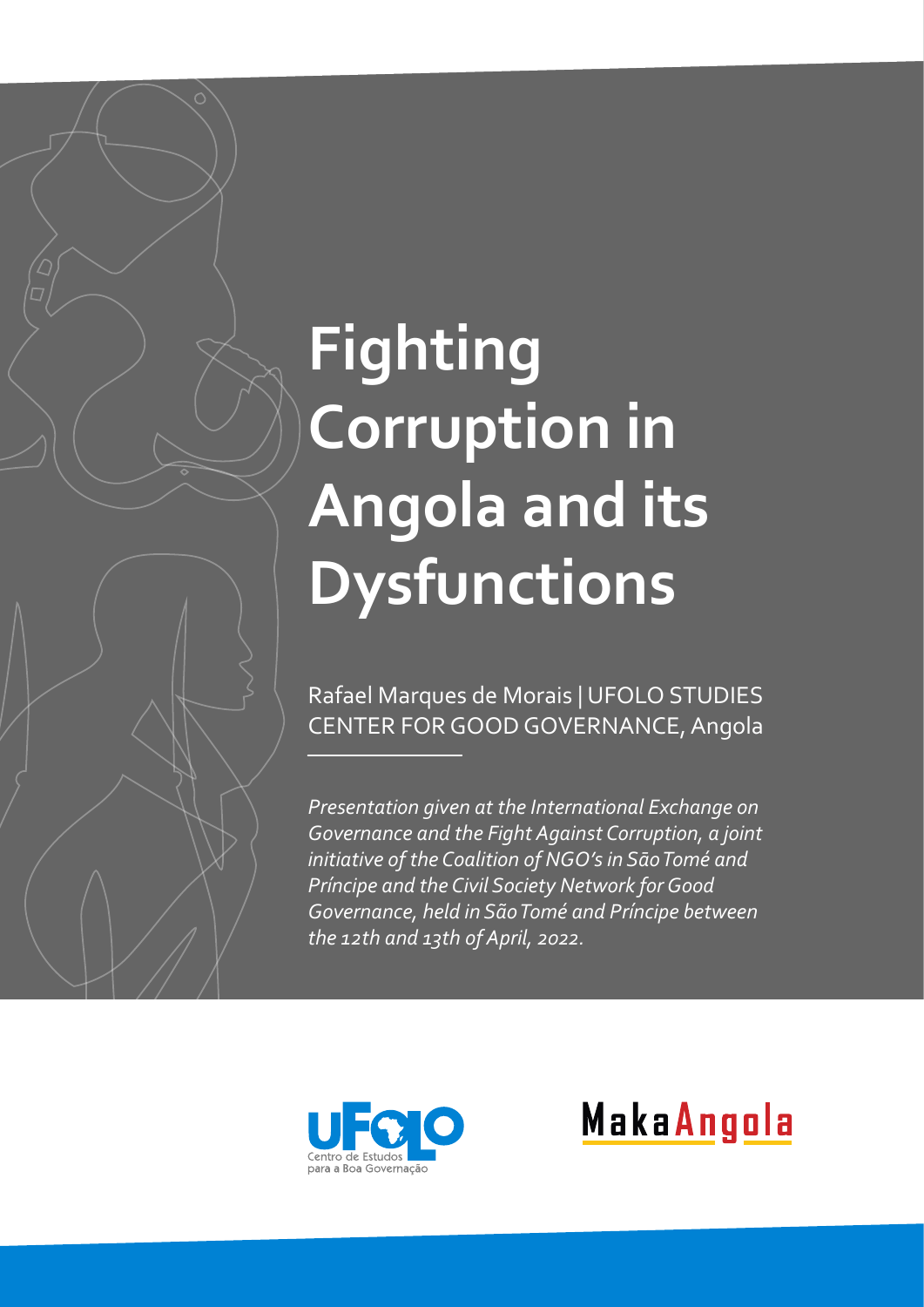# Fighting Corruption in Angola and its Dysfunctions

Rafael Marques de Morais | UFOLO STUDIES CENTER FOR GOOD GOVERNANCE, Angola

*Presentation given at the International Exchange on Governance and the Fight Against Corruption, a joint initiative of the Coalition of NGO's in São Tomé and Príncipe and the Civil Society Network for Good Governance, held in São Tomé and Príncipe between the 12th and 13th of April, 2022.*

UFOLO Centro de Estudos para a Boa Governação

MakaAngola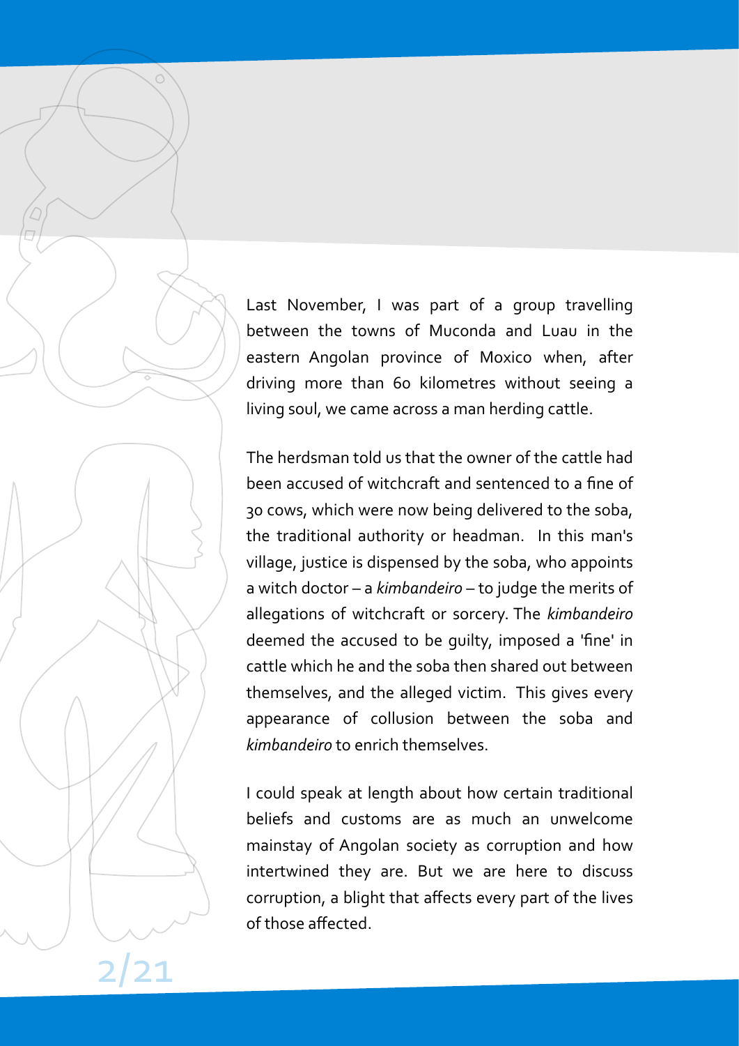Last November, I was part of a group travelling between the towns of Muconda and Luau in the eastern Angolan province of Moxico when, after driving more than 60 kilometres without seeing a living soul, we came across a man herding cattle.

The herdsman told us that the owner of the cattle had been accused of witchcraft and sentenced to a fine of 30 cows, which were now being delivered to the soba, the traditional authority or headman. In this man's village, justice is dispensed by the soba, who appoints a witch doctor – a *kimbandeiro* – to judge the merits of allegations of witchcraft or sorcery. The *kimbandeiro* deemed the accused to be guilty, imposed a 'fine' in cattle which he and the soba then shared out between themselves, and the alleged victim. This gives every appearance of collusion between the soba and *kimbandeiro* to enrich themselves.

I could speak at length about how certain traditional beliefs and customs are as much an unwelcome mainstay of Angolan society as corruption and how intertwined they are. But we are here to discuss corruption, a blight that affects every part of the lives of those affected.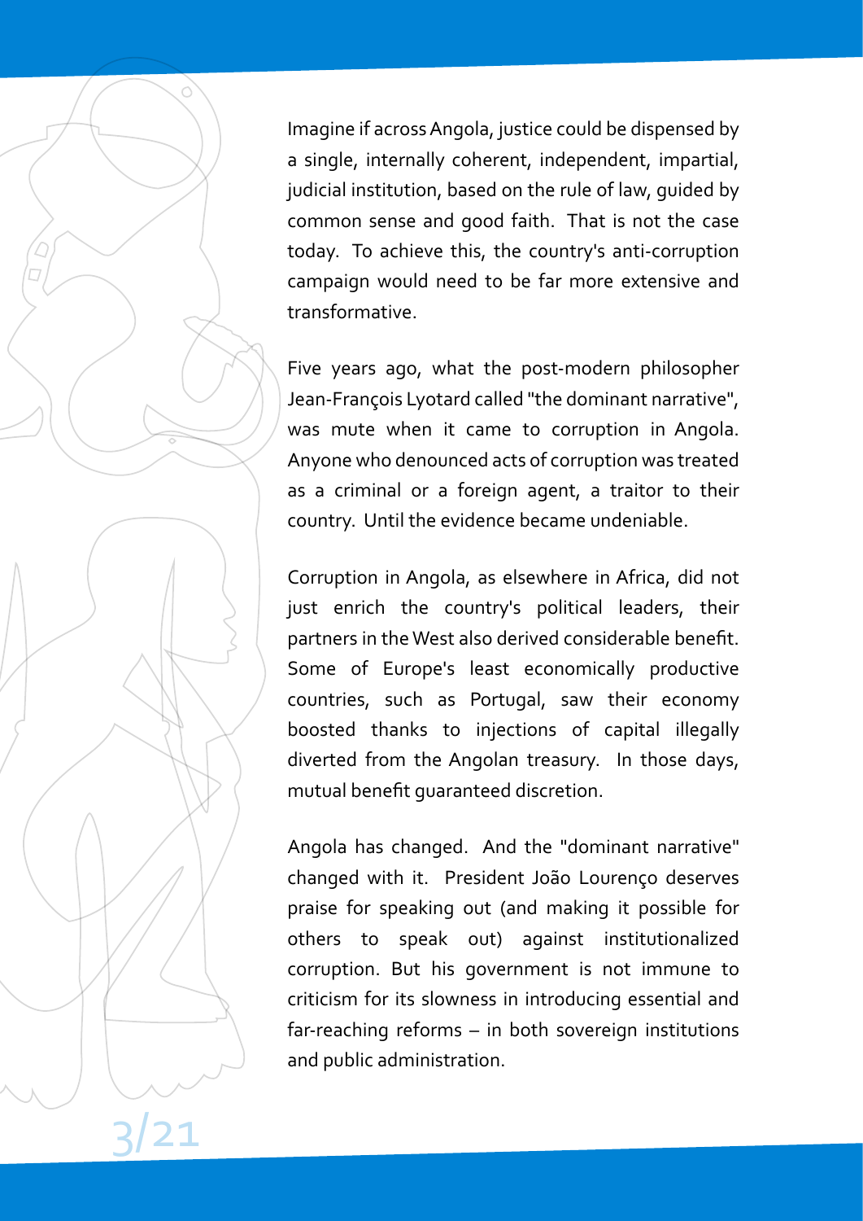Imagine if across Angola, justice could be dispensed by a single, internally coherent, independent, impartial, judicial institution, based on the rule of law, guided by common sense and good faith. That is not the case today. To achieve this, the country's anti-corruption campaign would need to be far more extensive and transformative.

Five years ago, what the post-modern philosopher Jean-François Lyotard called "the dominant narrative", was mute when it came to corruption in Angola. Anyone who denounced acts of corruption was treated as a criminal or a foreign agent, a traitor to their country. Until the evidence became undeniable.

Corruption in Angola, as elsewhere in Africa, did not just enrich the country's political leaders, their partners in the West also derived considerable benefit. Some of Europe's least economically productive countries, such as Portugal, saw their economy boosted thanks to injections of capital illegally diverted from the Angolan treasury. In those days, mutual benefit guaranteed discretion.

Angola has changed. And the "dominant narrative" changed with it. President João Lourenço deserves praise for speaking out (and making it possible for others to speak out) against institutionalized corruption. But his government is not immune to criticism for its slowness in introducing essential and far-reaching reforms – in both sovereign institutions and public administration.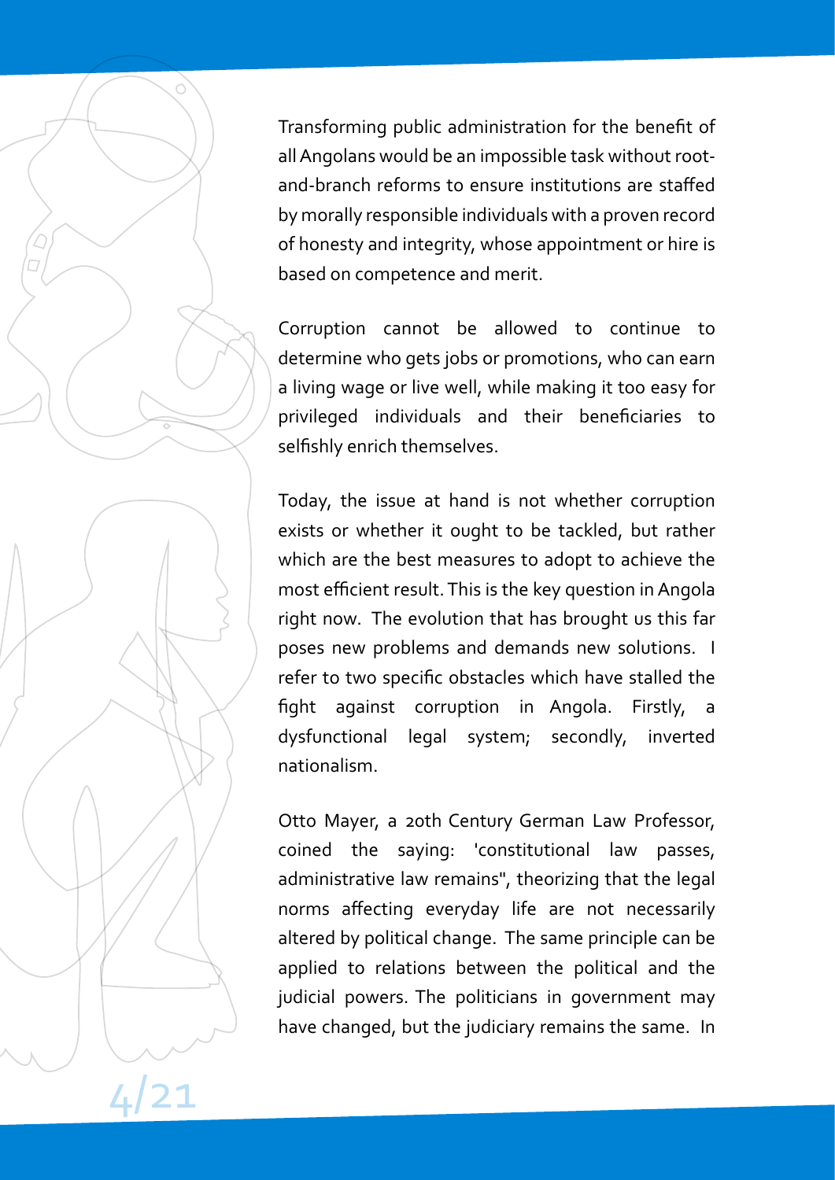Transforming public administration for the benefit of all Angolans would be an impossible task without root-and-branch reforms to ensure institutions are staffed by morally responsible individuals with a proven record of honesty and integrity, whose appointment or hire is based on competence and merit.

Corruption cannot be allowed to continue to determine who gets jobs or promotions, who can earn a living wage or live well, while making it too easy for privileged individuals and their beneficiaries to selfishly enrich themselves.

Today, the issue at hand is not whether corruption exists or whether it ought to be tackled, but rather which are the best measures to adopt to achieve the most efficient result. This is the key question in Angola right now. The evolution that has brought us this far poses new problems and demands new solutions. I refer to two specific obstacles which have stalled the fight against corruption in Angola. Firstly, a dysfunctional legal system; secondly, inverted nationalism.

Otto Mayer, a 20th Century German Law Professor, coined the saying: 'constitutional law passes, administrative law remains", theorizing that the legal norms affecting everyday life are not necessarily altered by political change. The same principle can be applied to relations between the political and the judicial powers. The politicians in government may have changed, but the judiciary remains the same. In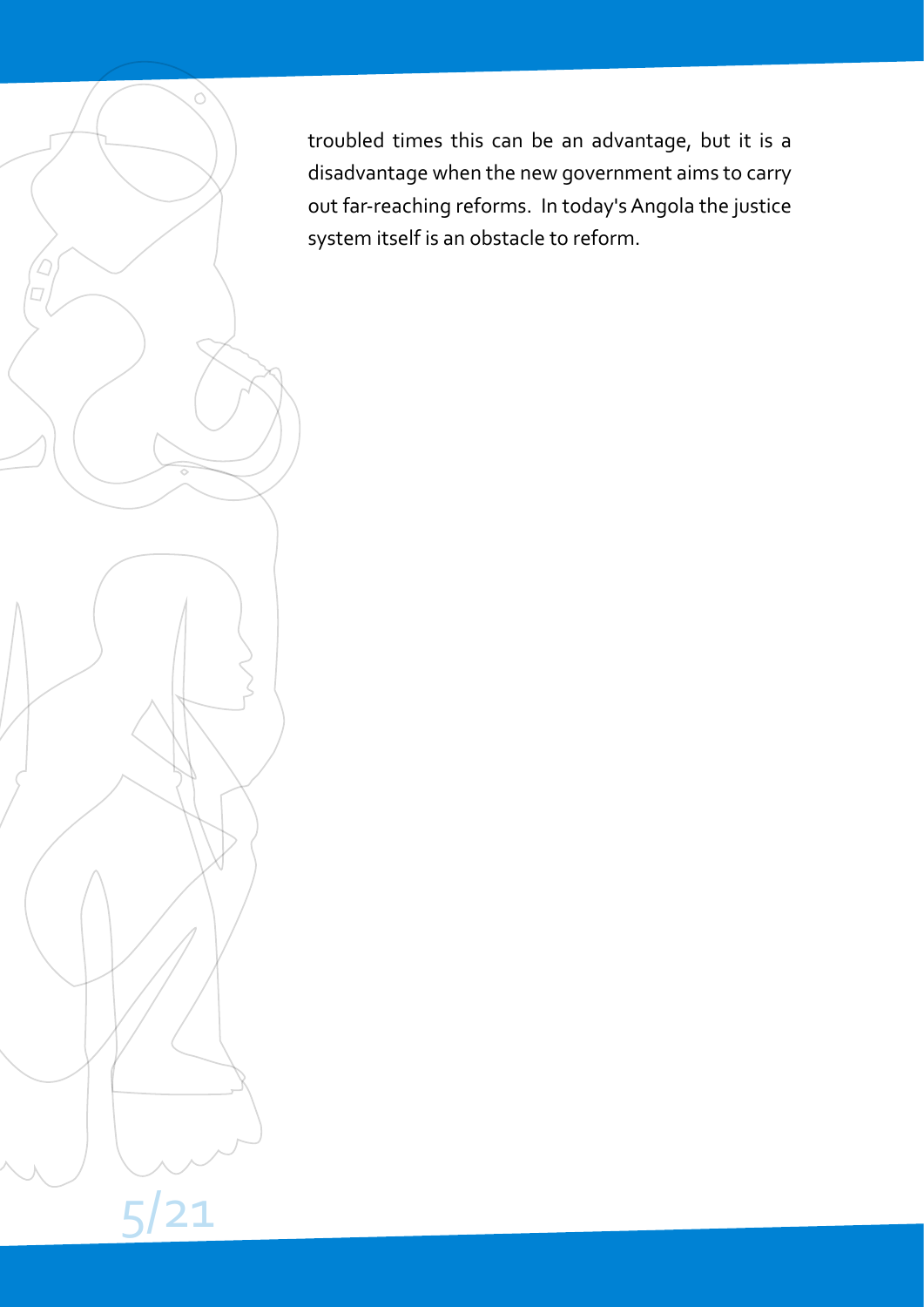troubled times this can be an advantage, but it is a disadvantage when the new government aims to carry out far-reaching reforms. In today's Angola the justice system itself is an obstacle to reform.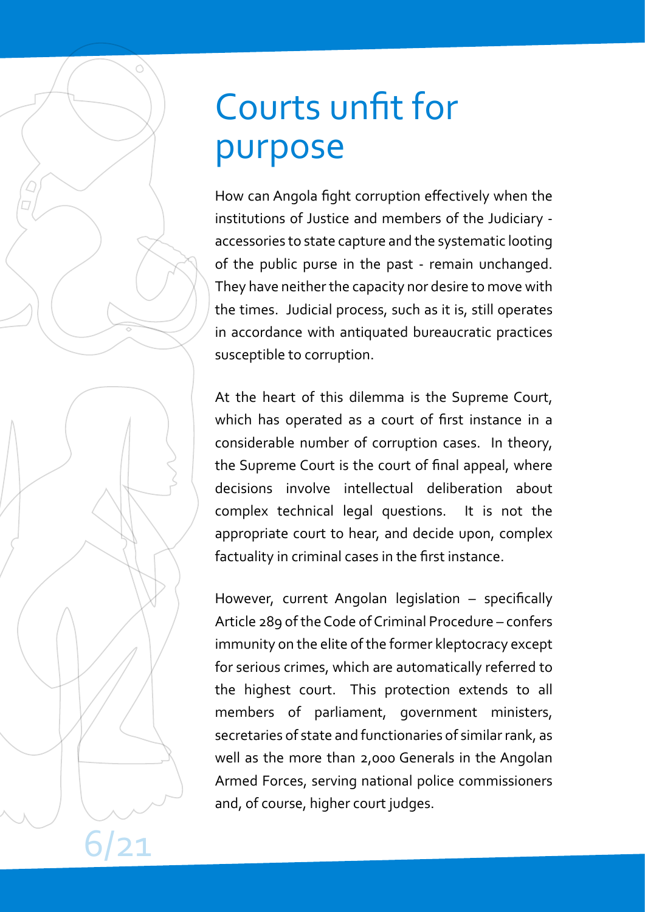# Courts unfit for purpose

How can Angola fight corruption effectively when the institutions of Justice and members of the Judiciary - accessories to state capture and the systematic looting of the public purse in the past - remain unchanged. They have neither the capacity nor desire to move with the times. Judicial process, such as it is, still operates in accordance with antiquated bureaucratic practices susceptible to corruption.

At the heart of this dilemma is the Supreme Court, which has operated as a court of first instance in a considerable number of corruption cases. In theory, the Supreme Court is the court of final appeal, where decisions involve intellectual deliberation about complex technical legal questions. It is not the appropriate court to hear, and decide upon, complex factuality in criminal cases in the first instance.

However, current Angolan legislation – specifically Article 289 of the Code of Criminal Procedure – confers immunity on the elite of the former kleptocracy except for serious crimes, which are automatically referred to the highest court. This protection extends to all members of parliament, government ministers, secretaries of state and functionaries of similar rank, as well as the more than 2,000 Generals in the Angolan Armed Forces, serving national police commissioners and, of course, higher court judges.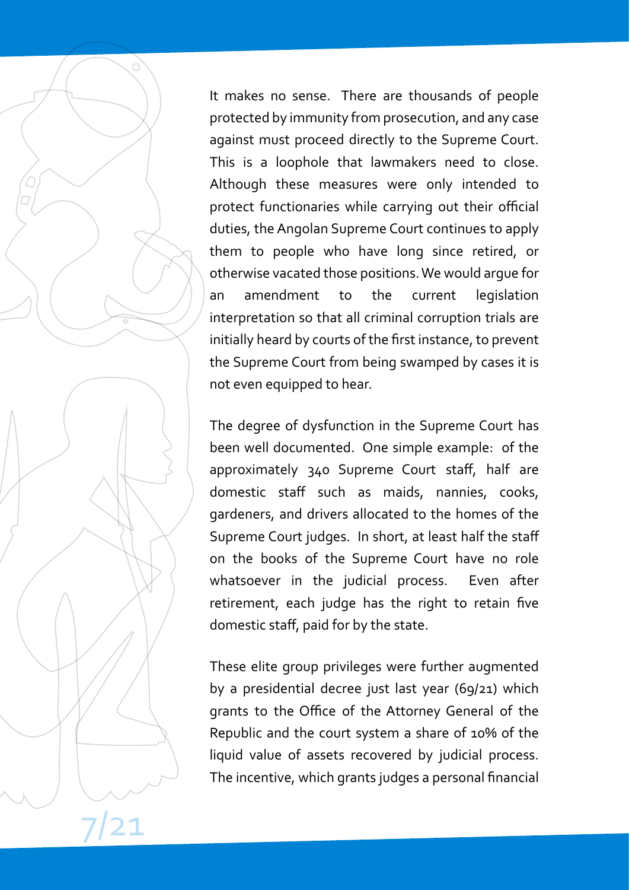It makes no sense. There are thousands of people protected by immunity from prosecution, and any case against must proceed directly to the Supreme Court. This is a loophole that lawmakers need to close. Although these measures were only intended to protect functionaries while carrying out their official duties, the Angolan Supreme Court continues to apply them to people who have long since retired, or otherwise vacated those positions. We would argue for an amendment to the current legislation interpretation so that all criminal corruption trials are initially heard by courts of the first instance, to prevent the Supreme Court from being swamped by cases it is not even equipped to hear.

The degree of dysfunction in the Supreme Court has been well documented. One simple example: of the approximately 340 Supreme Court staff, half are domestic staff such as maids, nannies, cooks, gardeners, and drivers allocated to the homes of the Supreme Court judges. In short, at least half the staff on the books of the Supreme Court have no role whatsoever in the judicial process. Even after retirement, each judge has the right to retain five domestic staff, paid for by the state.

These elite group privileges were further augmented by a presidential decree just last year (69/21) which grants to the Office of the Attorney General of the Republic and the court system a share of 10% of the liquid value of assets recovered by judicial process. The incentive, which grants judges a personal financial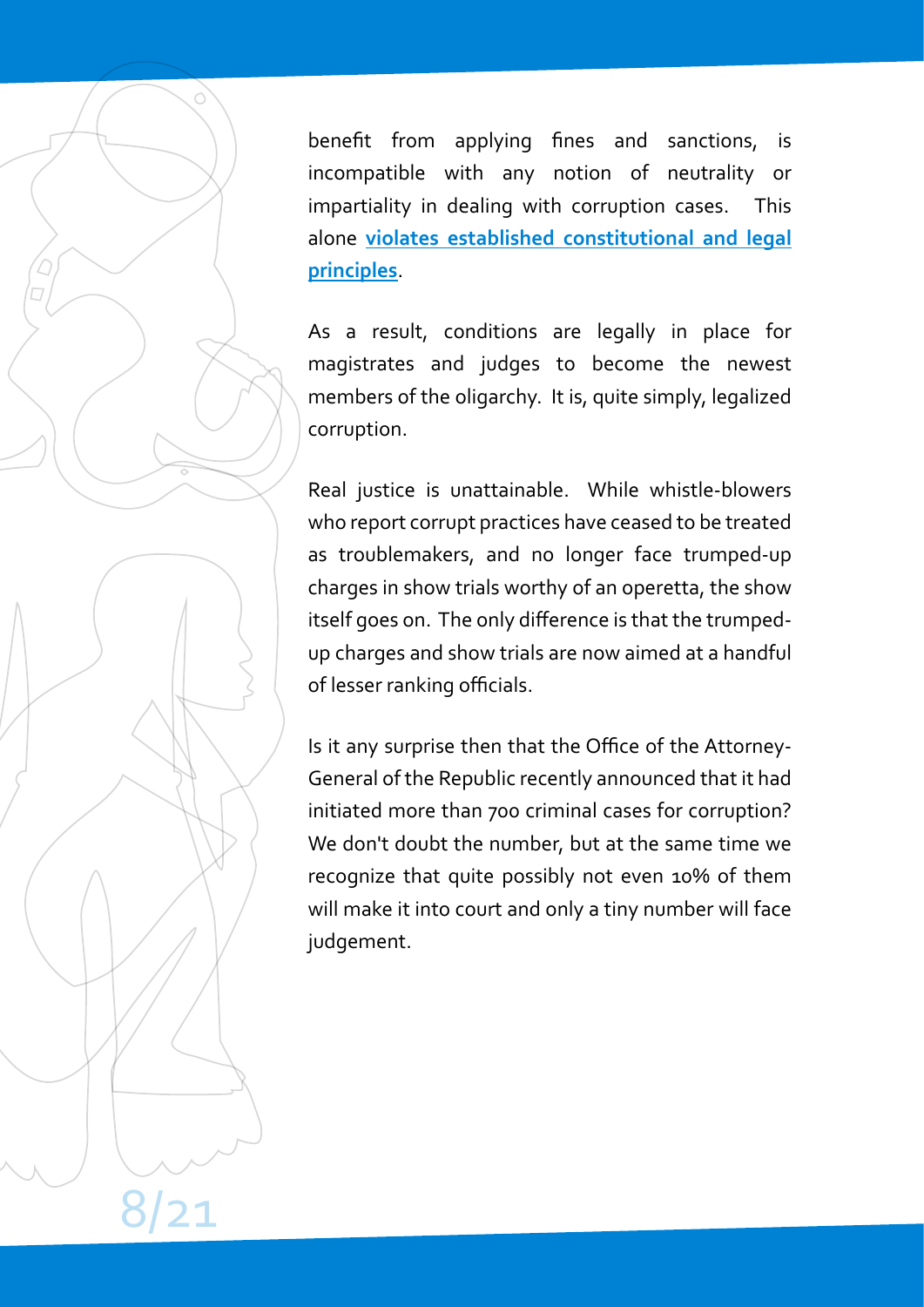benefit from applying fines and sanctions, is incompatible with any notion of neutrality or impartiality in dealing with corruption cases. This alone **violates established constitutional and legal principles**.

As a result, conditions are legally in place for magistrates and judges to become the newest members of the oligarchy. It is, quite simply, legalized corruption.

Real justice is unattainable. While whistle-blowers who report corrupt practices have ceased to be treated as troublemakers, and no longer face trumped-up charges in show trials worthy of an operetta, the show itself goes on. The only difference is that the trumped-up charges and show trials are now aimed at a handful of lesser ranking officials.

Is it any surprise then that the Office of the Attorney-General of the Republic recently announced that it had initiated more than 700 criminal cases for corruption? We don't doubt the number, but at the same time we recognize that quite possibly not even 10% of them will make it into court and only a tiny number will face judgement.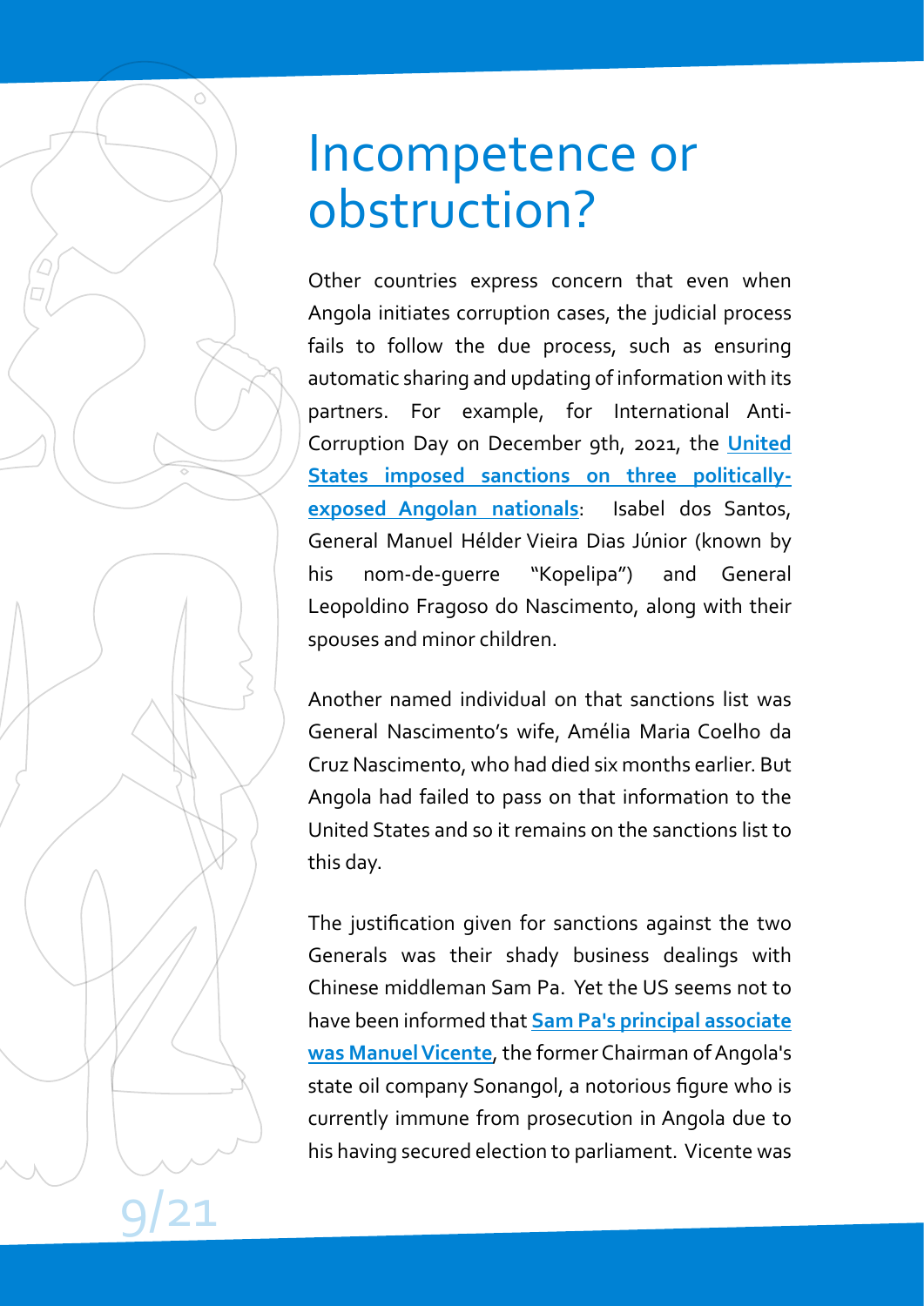# Incompetence or obstruction?

Other countries express concern that even when Angola initiates corruption cases, the judicial process fails to follow the due process, such as ensuring automatic sharing and updating of information with its partners. For example, for International Anti-Corruption Day on December 9th, 2021, the **United States imposed sanctions on three politically-exposed Angolan nationals**: Isabel dos Santos, General Manuel Hélder Vieira Dias Júnior (known by his nom-de-guerre "Kopelipa") and General Leopoldino Fragoso do Nascimento, along with their spouses and minor children.

Another named individual on that sanctions list was General Nascimento's wife, Amélia Maria Coelho da Cruz Nascimento, who had died six months earlier. But Angola had failed to pass on that information to the United States and so it remains on the sanctions list to this day.

The justification given for sanctions against the two Generals was their shady business dealings with Chinese middleman Sam Pa. Yet the US seems not to have been informed that **Sam Pa's principal associate was Manuel Vicente**, the former Chairman of Angola's state oil company Sonangol, a notorious figure who is currently immune from prosecution in Angola due to his having secured election to parliament. Vicente was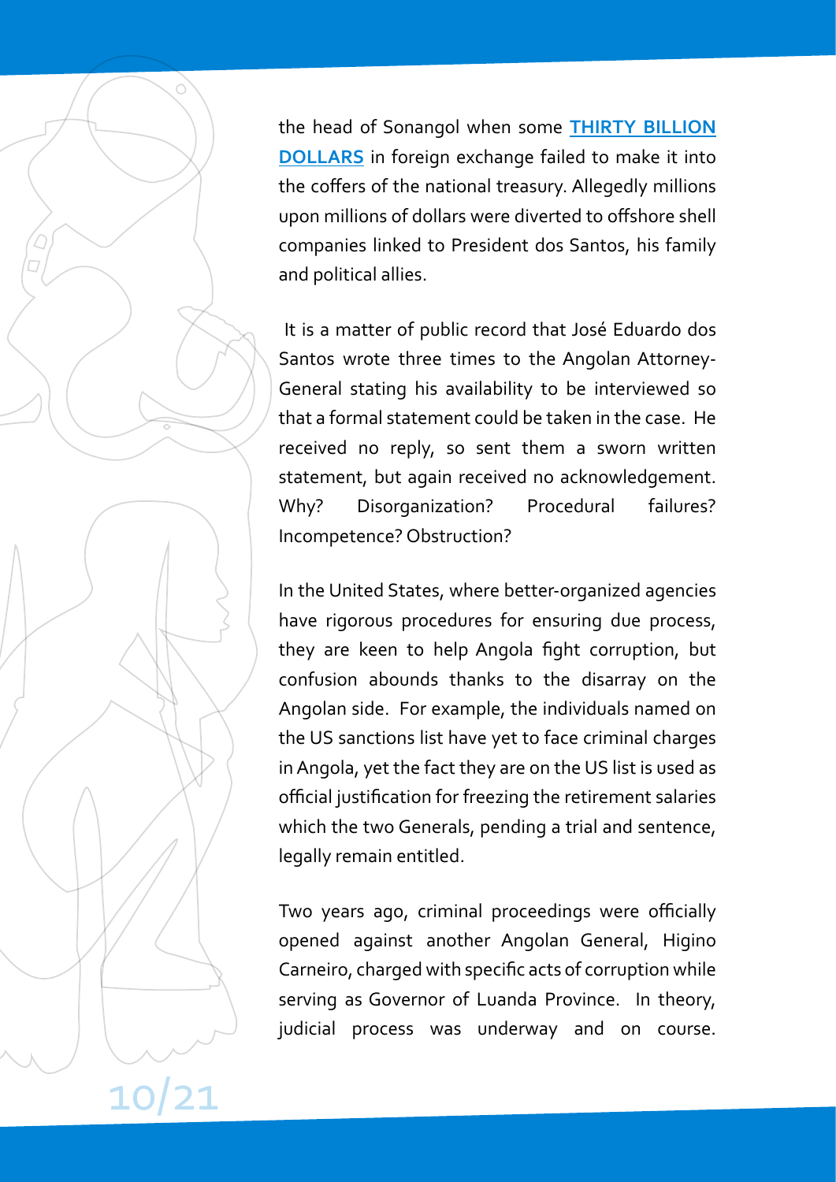the head of Sonangol when some **THIRTY BILLION DOLLARS** in foreign exchange failed to make it into the coffers of the national treasury. Allegedly millions upon millions of dollars were diverted to offshore shell companies linked to President dos Santos, his family and political allies.

It is a matter of public record that José Eduardo dos Santos wrote three times to the Angolan Attorney-General stating his availability to be interviewed so that a formal statement could be taken in the case. He received no reply, so sent them a sworn written statement, but again received no acknowledgement. Why? Disorganization? Procedural failures? Incompetence? Obstruction?

In the United States, where better-organized agencies have rigorous procedures for ensuring due process, they are keen to help Angola fight corruption, but confusion abounds thanks to the disarray on the Angolan side. For example, the individuals named on the US sanctions list have yet to face criminal charges in Angola, yet the fact they are on the US list is used as official justification for freezing the retirement salaries which the two Generals, pending a trial and sentence, legally remain entitled.

Two years ago, criminal proceedings were officially opened against another Angolan General, Higino Carneiro, charged with specific acts of corruption while serving as Governor of Luanda Province. In theory, judicial process was underway and on course.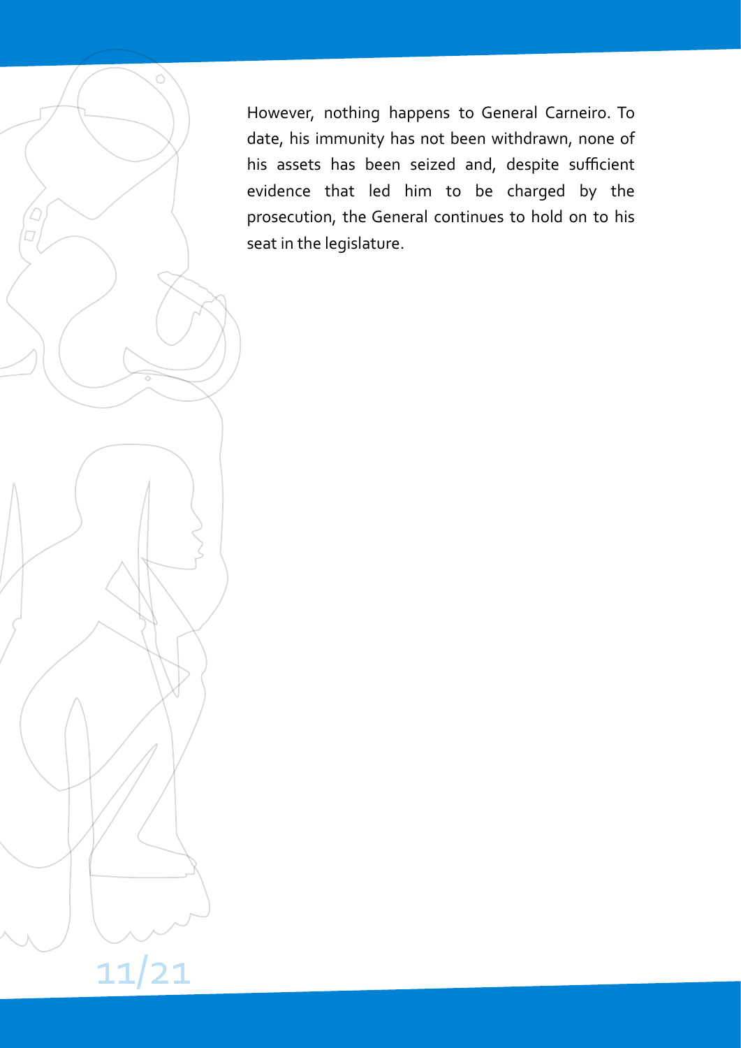However, nothing happens to General Carneiro. To date, his immunity has not been withdrawn, none of his assets has been seized and, despite sufficient evidence that led him to be charged by the prosecution, the General continues to hold on to his seat in the legislature.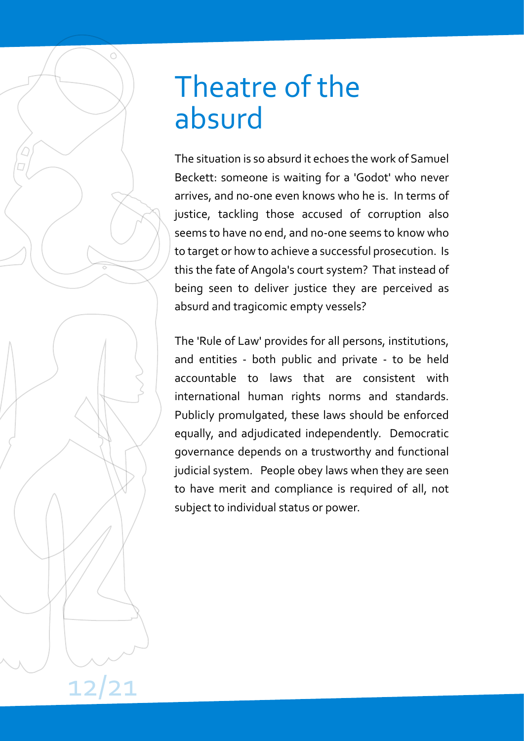# Theatre of the absurd

The situation is so absurd it echoes the work of Samuel Beckett: someone is waiting for a 'Godot' who never arrives, and no-one even knows who he is. In terms of justice, tackling those accused of corruption also seems to have no end, and no-one seems to know who to target or how to achieve a successful prosecution. Is this the fate of Angola's court system? That instead of being seen to deliver justice they are perceived as absurd and tragicomic empty vessels?

The 'Rule of Law' provides for all persons, institutions, and entities - both public and private - to be held accountable to laws that are consistent with international human rights norms and standards. Publicly promulgated, these laws should be enforced equally, and adjudicated independently. Democratic governance depends on a trustworthy and functional judicial system. People obey laws when they are seen to have merit and compliance is required of all, not subject to individual status or power.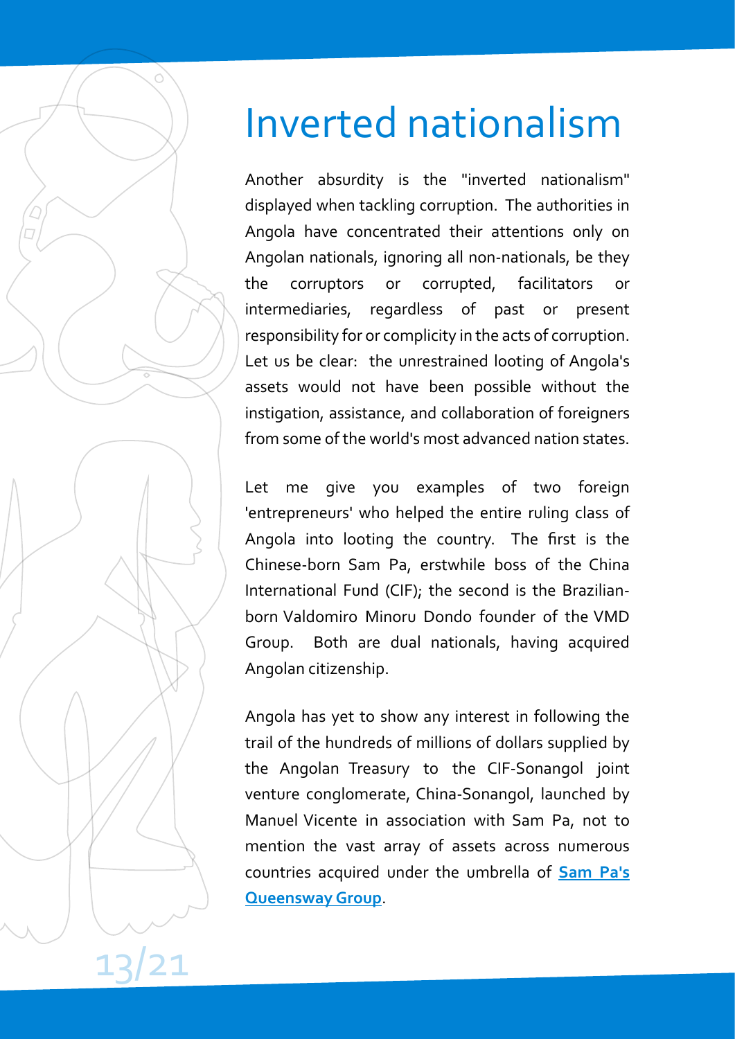# Inverted nationalism

Another absurdity is the "inverted nationalism" displayed when tackling corruption. The authorities in Angola have concentrated their attentions only on Angolan nationals, ignoring all non-nationals, be they the corruptors or corrupted, facilitators or intermediaries, regardless of past or present responsibility for or complicity in the acts of corruption. Let us be clear: the unrestrained looting of Angola's assets would not have been possible without the instigation, assistance, and collaboration of foreigners from some of the world's most advanced nation states.

Let me give you examples of two foreign 'entrepreneurs' who helped the entire ruling class of Angola into looting the country. The first is the Chinese-born Sam Pa, erstwhile boss of the China International Fund (CIF); the second is the Brazilian-born Valdomiro Minoru Dondo founder of the VMD Group. Both are dual nationals, having acquired Angolan citizenship.

Angola has yet to show any interest in following the trail of the hundreds of millions of dollars supplied by the Angolan Treasury to the CIF-Sonangol joint venture conglomerate, China-Sonangol, launched by Manuel Vicente in association with Sam Pa, not to mention the vast array of assets across numerous countries acquired under the umbrella of **Sam Pa's Queensway Group**.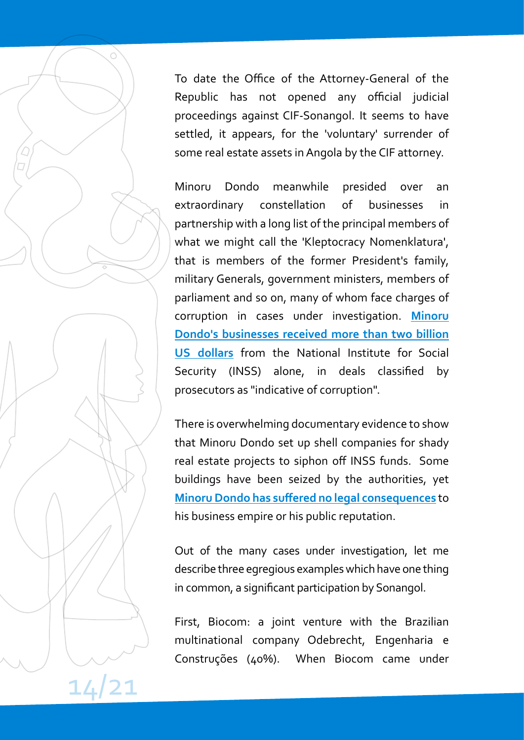To date the Office of the Attorney-General of the Republic has not opened any official judicial proceedings against CIF-Sonangol. It seems to have settled, it appears, for the 'voluntary' surrender of some real estate assets in Angola by the CIF attorney.

Minoru Dondo meanwhile presided over an extraordinary constellation of businesses in partnership with a long list of the principal members of what we might call the 'Kleptocracy Nomenklatura', that is members of the former President's family, military Generals, government ministers, members of parliament and so on, many of whom face charges of corruption in cases under investigation. **Minoru Dondo's businesses received more than two billion US dollars** from the National Institute for Social Security (INSS) alone, in deals classified by prosecutors as "indicative of corruption".

There is overwhelming documentary evidence to show that Minoru Dondo set up shell companies for shady real estate projects to siphon off INSS funds. Some buildings have been seized by the authorities, yet **Minoru Dondo has suffered no legal consequences** to his business empire or his public reputation.

Out of the many cases under investigation, let me describe three egregious examples which have one thing in common, a significant participation by Sonangol.

First, Biocom: a joint venture with the Brazilian multinational company Odebrecht, Engenharia e Construções (40%). When Biocom came under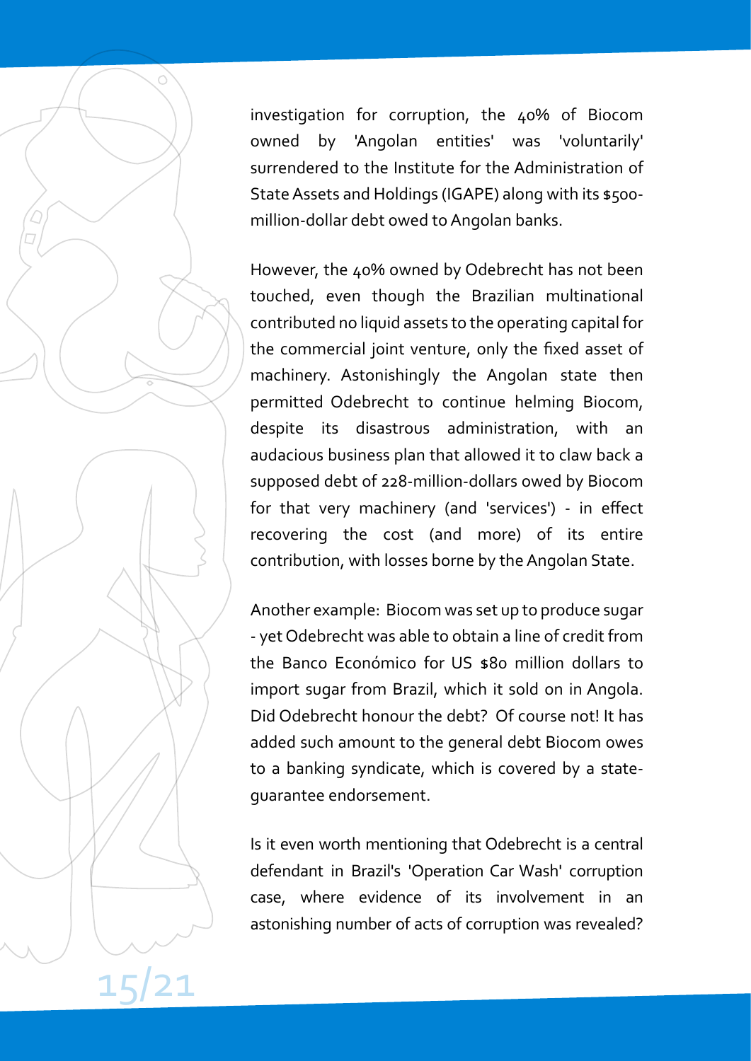investigation for corruption, the 40% of Biocom owned by 'Angolan entities' was 'voluntarily' surrendered to the Institute for the Administration of State Assets and Holdings (IGAPE) along with its $500-million-dollar debt owed to Angolan banks.

However, the 40% owned by Odebrecht has not been touched, even though the Brazilian multinational contributed no liquid assets to the operating capital for the commercial joint venture, only the fixed asset of machinery. Astonishingly the Angolan state then permitted Odebrecht to continue helming Biocom, despite its disastrous administration, with an audacious business plan that allowed it to claw back a supposed debt of 228-million-dollars owed by Biocom for that very machinery (and 'services') - in effect recovering the cost (and more) of its entire contribution, with losses borne by the Angolan State.

Another example: Biocom was set up to produce sugar - yet Odebrecht was able to obtain a line of credit from the Banco Económico for US $80 million dollars to import sugar from Brazil, which it sold on in Angola. Did Odebrecht honour the debt? Of course not! It has added such amount to the general debt Biocom owes to a banking syndicate, which is covered by a state-guarantee endorsement.

Is it even worth mentioning that Odebrecht is a central defendant in Brazil's 'Operation Car Wash' corruption case, where evidence of its involvement in an astonishing number of acts of corruption was revealed?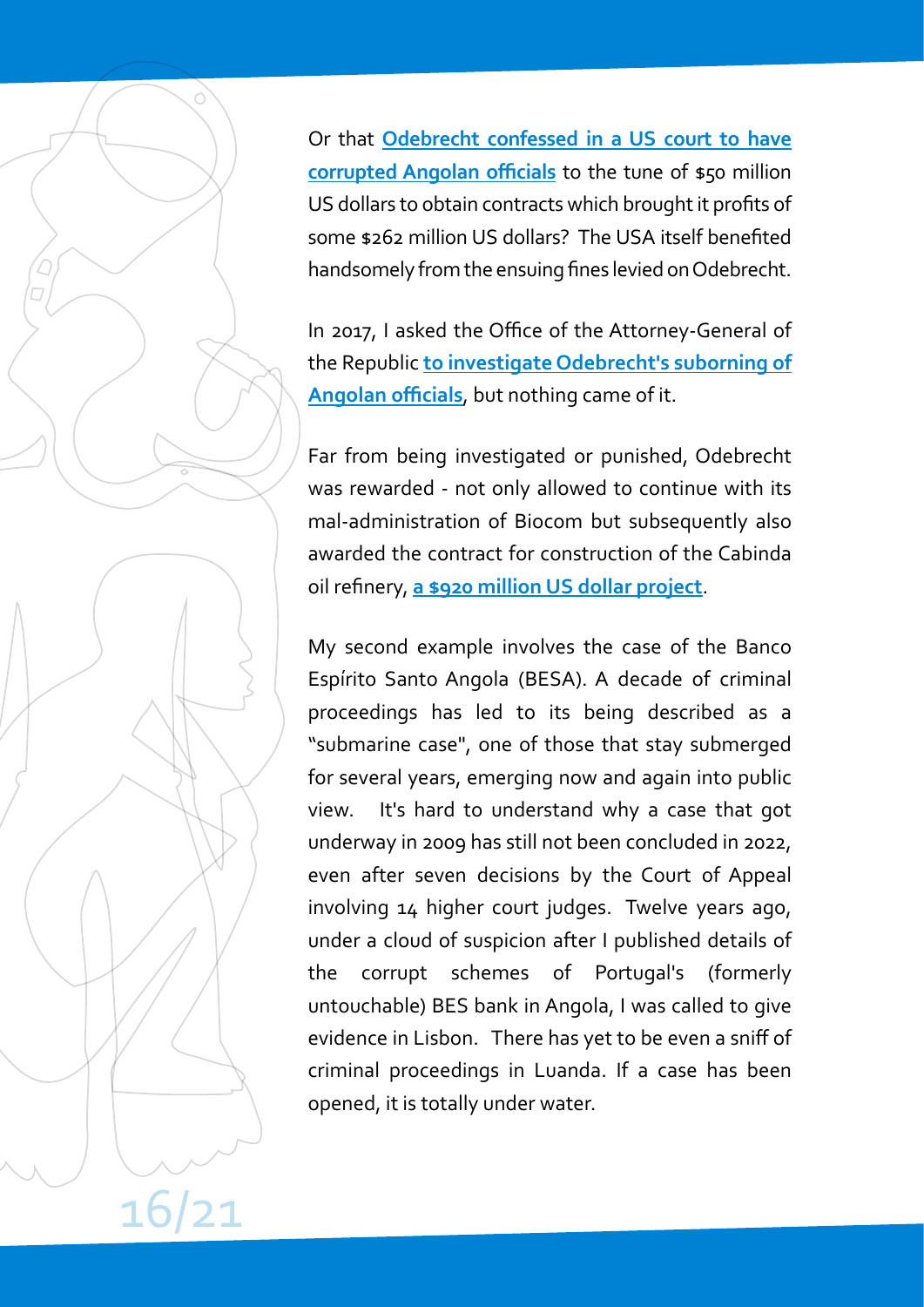Or that **Odebrecht confessed in a US court to have corrupted Angolan officials** to the tune of $50 million US dollars to obtain contracts which brought it profits of some $262 million US dollars? The USA itself benefited handsomely from the ensuing fines levied on Odebrecht.

In 2017, I asked the Office of the Attorney-General of the Republic **to investigate Odebrecht's suborning of Angolan officials**, but nothing came of it.

Far from being investigated or punished, Odebrecht was rewarded - not only allowed to continue with its mal-administration of Biocom but subsequently also awarded the contract for construction of the Cabinda oil refinery, **a $920 million US dollar project**.

My second example involves the case of the Banco Espírito Santo Angola (BESA). A decade of criminal proceedings has led to its being described as a "submarine case", one of those that stay submerged for several years, emerging now and again into public view. It's hard to understand why a case that got underway in 2009 has still not been concluded in 2022, even after seven decisions by the Court of Appeal involving 14 higher court judges. Twelve years ago, under a cloud of suspicion after I published details of the corrupt schemes of Portugal's (formerly untouchable) BES bank in Angola, I was called to give evidence in Lisbon. There has yet to be even a sniff of criminal proceedings in Luanda. If a case has been opened, it is totally under water.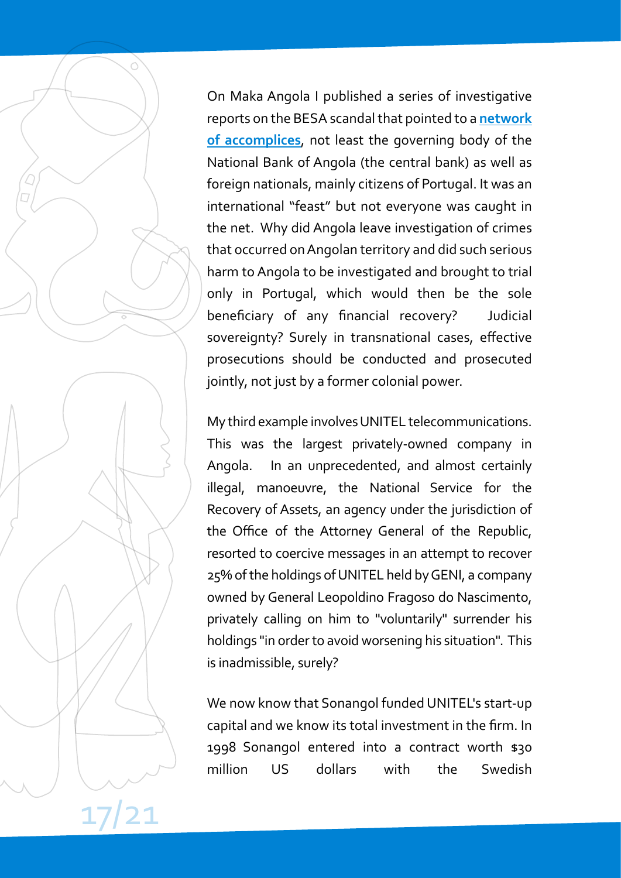On Maka Angola I published a series of investigative reports on the BESA scandal that pointed to a **network of accomplices**, not least the governing body of the National Bank of Angola (the central bank) as well as foreign nationals, mainly citizens of Portugal. It was an international "feast" but not everyone was caught in the net. Why did Angola leave investigation of crimes that occurred on Angolan territory and did such serious harm to Angola to be investigated and brought to trial only in Portugal, which would then be the sole beneficiary of any financial recovery? Judicial sovereignty? Surely in transnational cases, effective prosecutions should be conducted and prosecuted jointly, not just by a former colonial power.

My third example involves UNITEL telecommunications. This was the largest privately-owned company in Angola. In an unprecedented, and almost certainly illegal, manoeuvre, the National Service for the Recovery of Assets, an agency under the jurisdiction of the Office of the Attorney General of the Republic, resorted to coercive messages in an attempt to recover 25% of the holdings of UNITEL held by GENI, a company owned by General Leopoldino Fragoso do Nascimento, privately calling on him to "voluntarily" surrender his holdings "in order to avoid worsening his situation". This is inadmissible, surely?

We now know that Sonangol funded UNITEL's start-up capital and we know its total investment in the firm. In 1998 Sonangol entered into a contract worth $30 million US dollars with the Swedish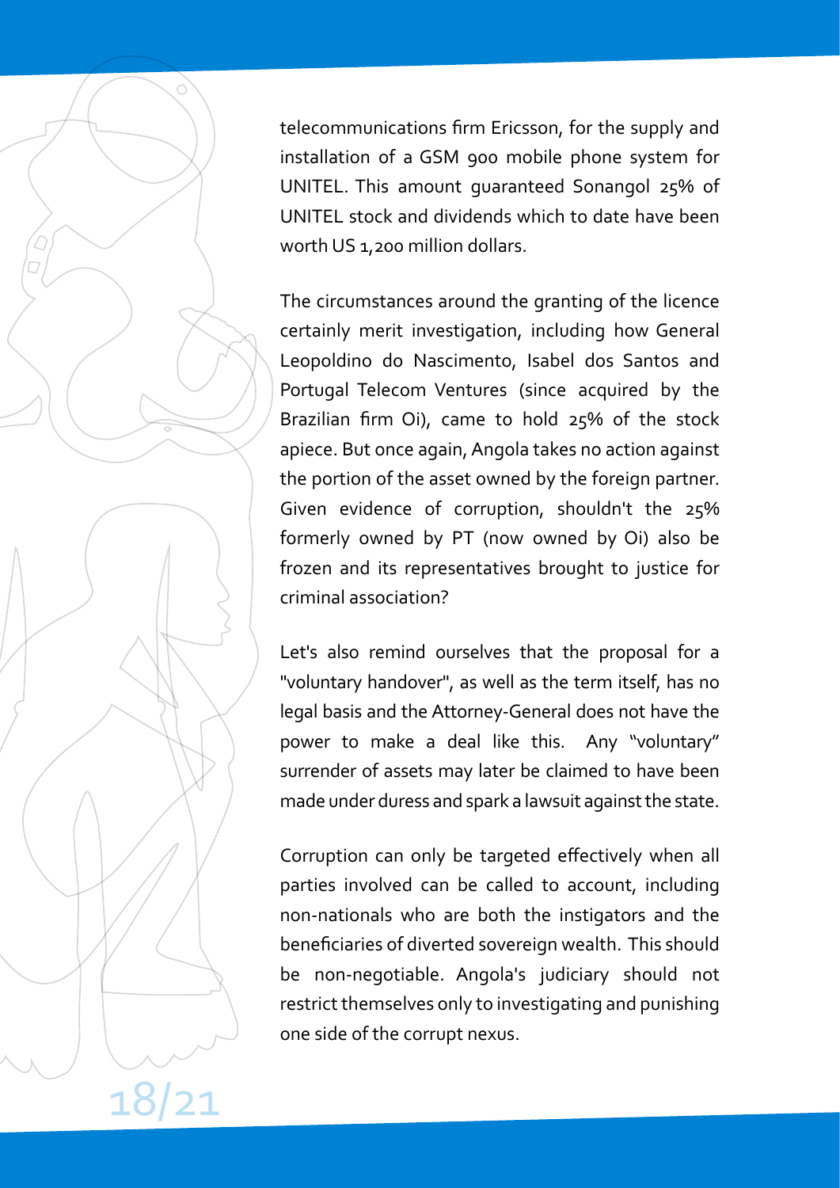telecommunications firm Ericsson, for the supply and installation of a GSM 900 mobile phone system for UNITEL. This amount guaranteed Sonangol 25% of UNITEL stock and dividends which to date have been worth US 1,200 million dollars.

The circumstances around the granting of the licence certainly merit investigation, including how General Leopoldino do Nascimento, Isabel dos Santos and Portugal Telecom Ventures (since acquired by the Brazilian firm Oi), came to hold 25% of the stock apiece. But once again, Angola takes no action against the portion of the asset owned by the foreign partner. Given evidence of corruption, shouldn't the 25% formerly owned by PT (now owned by Oi) also be frozen and its representatives brought to justice for criminal association?

Let's also remind ourselves that the proposal for a "voluntary handover", as well as the term itself, has no legal basis and the Attorney-General does not have the power to make a deal like this. Any "voluntary" surrender of assets may later be claimed to have been made under duress and spark a lawsuit against the state.

Corruption can only be targeted effectively when all parties involved can be called to account, including non-nationals who are both the instigators and the beneficiaries of diverted sovereign wealth. This should be non-negotiable. Angola's judiciary should not restrict themselves only to investigating and punishing one side of the corrupt nexus.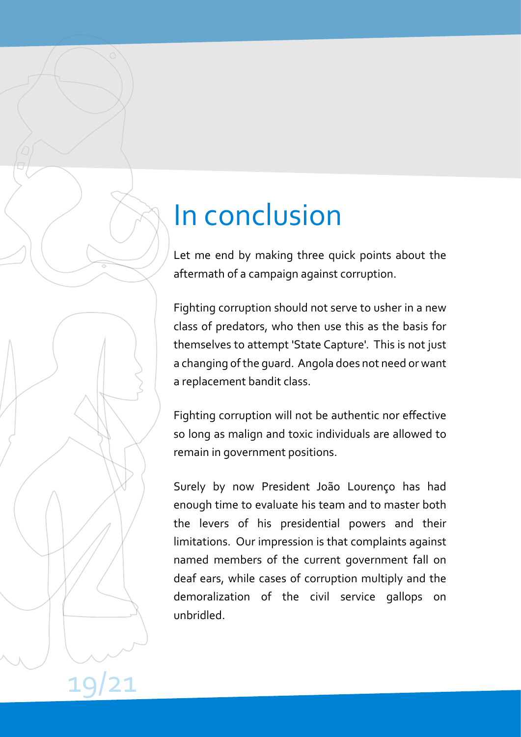# In conclusion

Let me end by making three quick points about the aftermath of a campaign against corruption.

Fighting corruption should not serve to usher in a new class of predators, who then use this as the basis for themselves to attempt 'State Capture'. This is not just a changing of the guard. Angola does not need or want a replacement bandit class.

Fighting corruption will not be authentic nor effective so long as malign and toxic individuals are allowed to remain in government positions.

Surely by now President João Lourenço has had enough time to evaluate his team and to master both the levers of his presidential powers and their limitations. Our impression is that complaints against named members of the current government fall on deaf ears, while cases of corruption multiply and the demoralization of the civil service gallops on unbridled.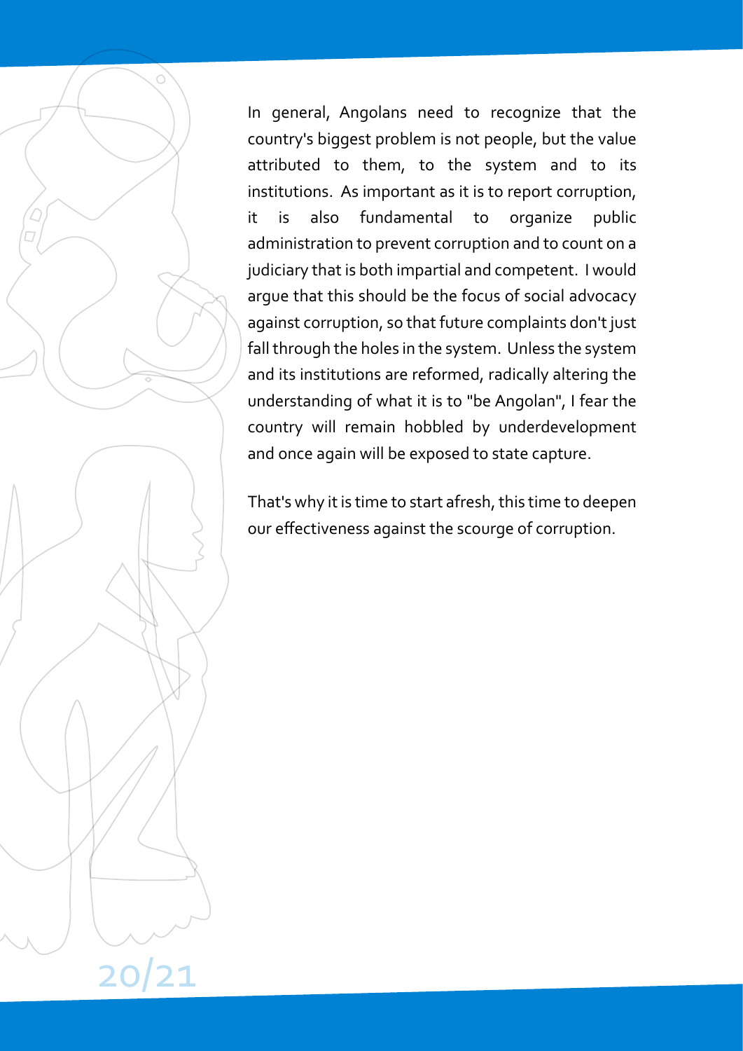In general, Angolans need to recognize that the country's biggest problem is not people, but the value attributed to them, to the system and to its institutions. As important as it is to report corruption, it is also fundamental to organize public administration to prevent corruption and to count on a judiciary that is both impartial and competent. I would argue that this should be the focus of social advocacy against corruption, so that future complaints don't just fall through the holes in the system. Unless the system and its institutions are reformed, radically altering the understanding of what it is to "be Angolan", I fear the country will remain hobbled by underdevelopment and once again will be exposed to state capture.

That's why it is time to start afresh, this time to deepen our effectiveness against the scourge of corruption.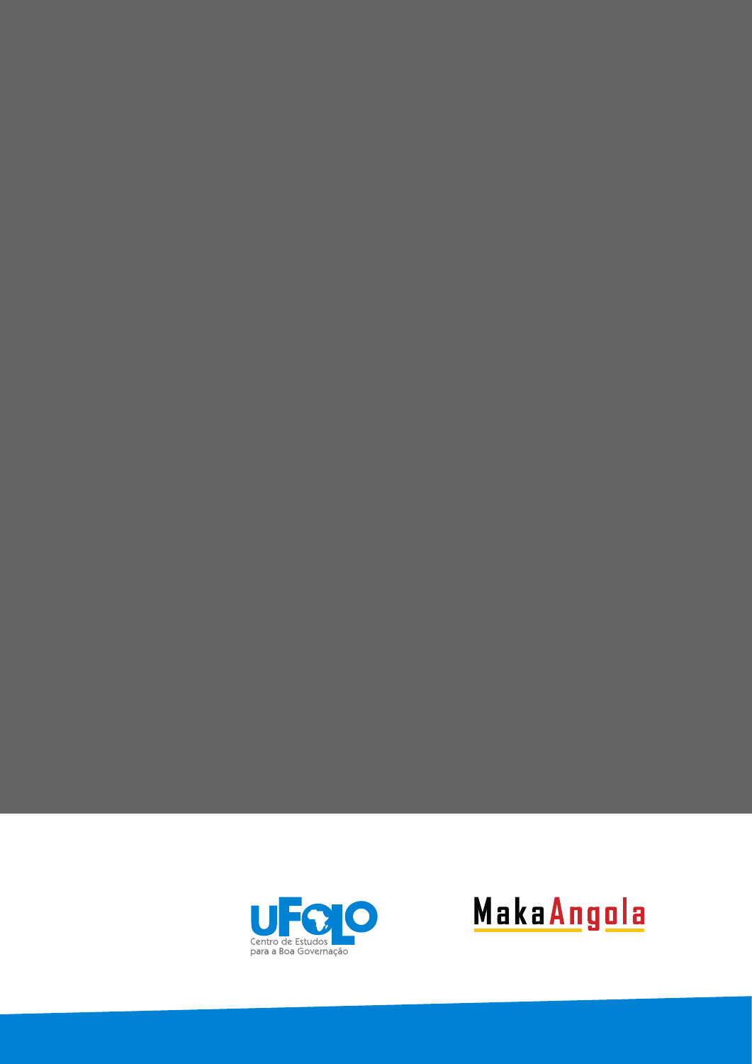UFOLO

Centro de Estudos para a Boa Governação

MakaAngola